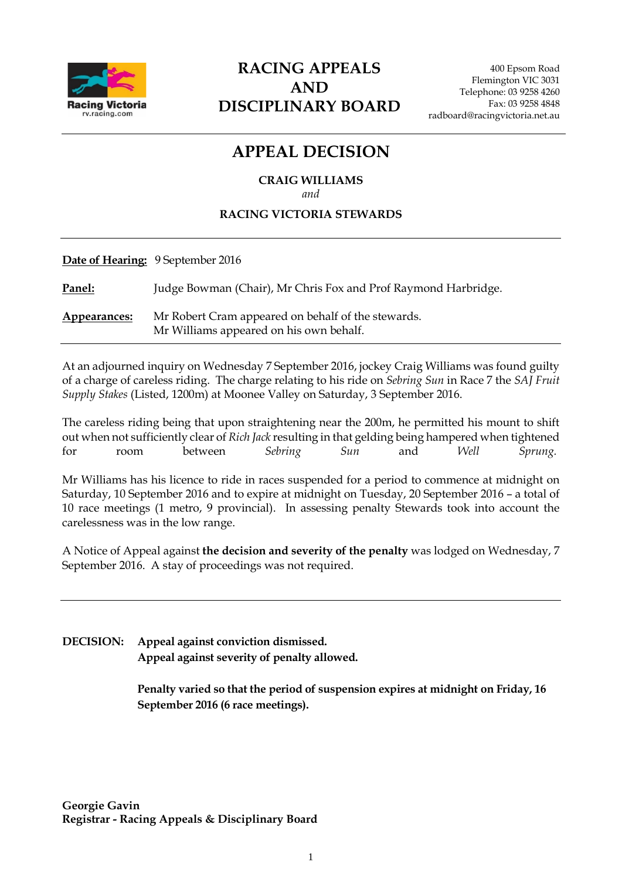# RACING APPEALS AND DISCIPLINARY BOARD

400 Epsom Road
Flemington VIC 3031
Telephone: 03 9258 4260
Fax: 03 9258 4848
radboard@racingvictoria.net.au

## APPEAL DECISION

**CRAIG WILLIAMS**
*and*
**RACING VICTORIA STEWARDS**

**Date of Hearing:** 9 September 2016

**Panel:** Judge Bowman (Chair), Mr Chris Fox and Prof Raymond Harbridge.

**Appearances:** Mr Robert Cram appeared on behalf of the stewards.
Mr Williams appeared on his own behalf.

---

At an adjourned inquiry on Wednesday 7 September 2016, jockey Craig Williams was found guilty of a charge of careless riding. The charge relating to his ride on *Sebring Sun* in Race 7 the *SAJ Fruit Supply Stakes* (Listed, 1200m) at Moonee Valley on Saturday, 3 September 2016.

The careless riding being that upon straightening near the 200m, he permitted his mount to shift out when not sufficiently clear of *Rich Jack* resulting in that gelding being hampered when tightened for room between *Sebring Sun* and *Well Sprung.*

Mr Williams has his licence to ride in races suspended for a period to commence at midnight on Saturday, 10 September 2016 and to expire at midnight on Tuesday, 20 September 2016 – a total of 10 race meetings (1 metro, 9 provincial). In assessing penalty Stewards took into account the carelessness was in the low range.

A Notice of Appeal against **the decision and severity of the penalty** was lodged on Wednesday, 7 September 2016. A stay of proceedings was not required.

---

**DECISION:** **Appeal against conviction dismissed.**
**Appeal against severity of penalty allowed.**

**Penalty varied so that the period of suspension expires at midnight on Friday, 16 September 2016 (6 race meetings).**

**Georgie Gavin**
**Registrar - Racing Appeals & Disciplinary Board**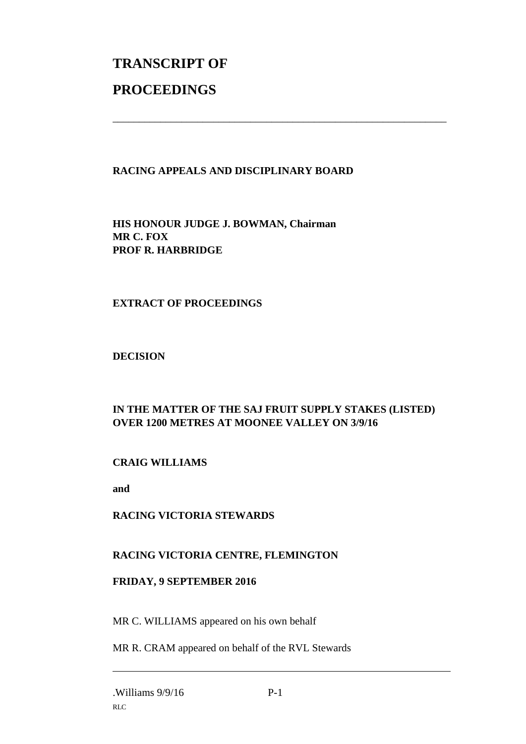# TRANSCRIPT OF

# PROCEEDINGS

---

**RACING APPEALS AND DISCIPLINARY BOARD**

**HIS HONOUR JUDGE J. BOWMAN, Chairman**
**MR C. FOX**
**PROF R. HARBRIDGE**

**EXTRACT OF PROCEEDINGS**

**DECISION**

**IN THE MATTER OF THE SAJ FRUIT SUPPLY STAKES (LISTED) OVER 1200 METRES AT MOONEE VALLEY ON 3/9/16**

**CRAIG WILLIAMS**

**and**

**RACING VICTORIA STEWARDS**

**RACING VICTORIA CENTRE, FLEMINGTON**

**FRIDAY, 9 SEPTEMBER 2016**

MR C. WILLIAMS appeared on his own behalf

MR R. CRAM appeared on behalf of the RVL Stewards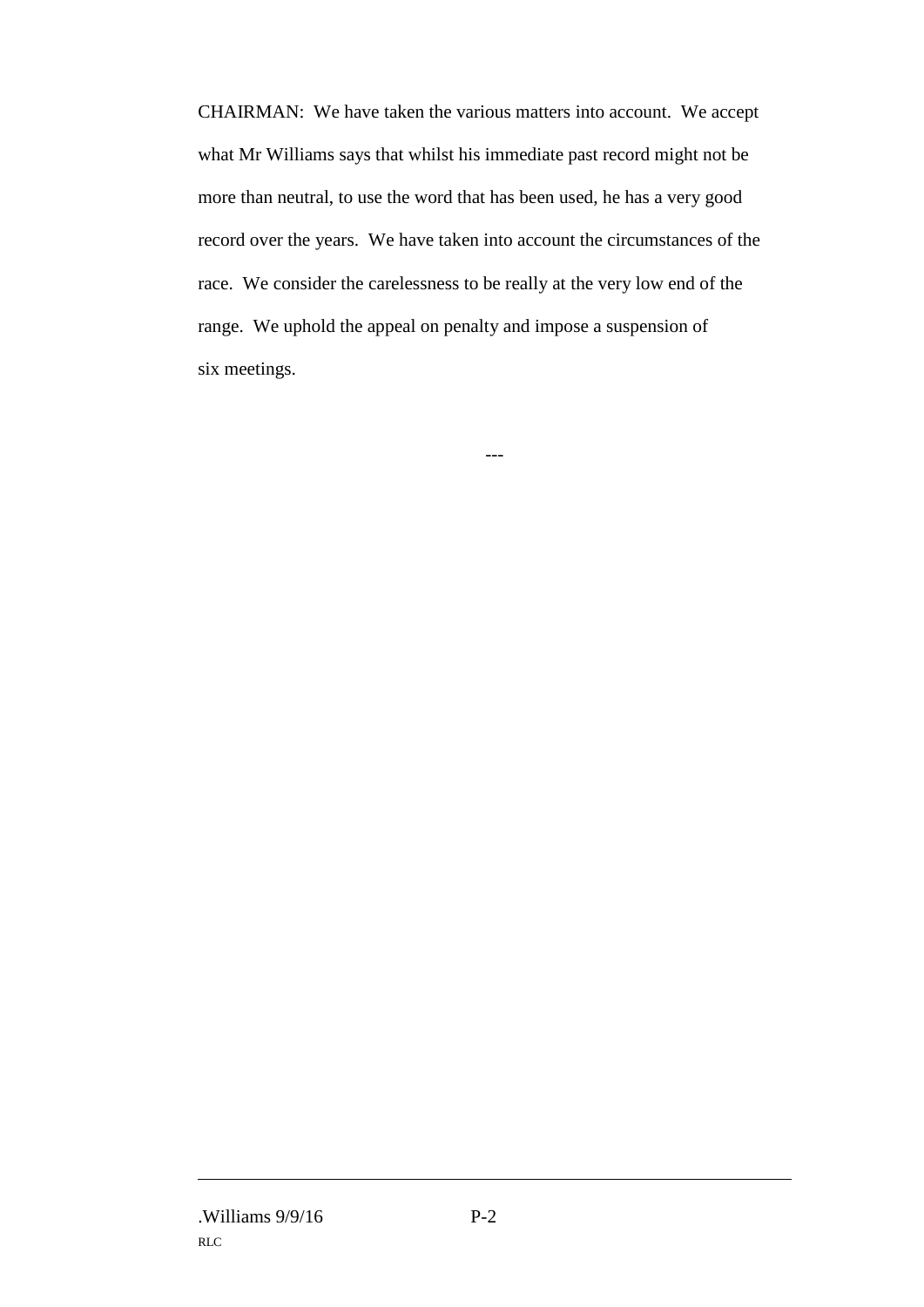CHAIRMAN: We have taken the various matters into account. We accept what Mr Williams says that whilst his immediate past record might not be more than neutral, to use the word that has been used, he has a very good record over the years. We have taken into account the circumstances of the race. We consider the carelessness to be really at the very low end of the range. We uphold the appeal on penalty and impose a suspension of six meetings.

---